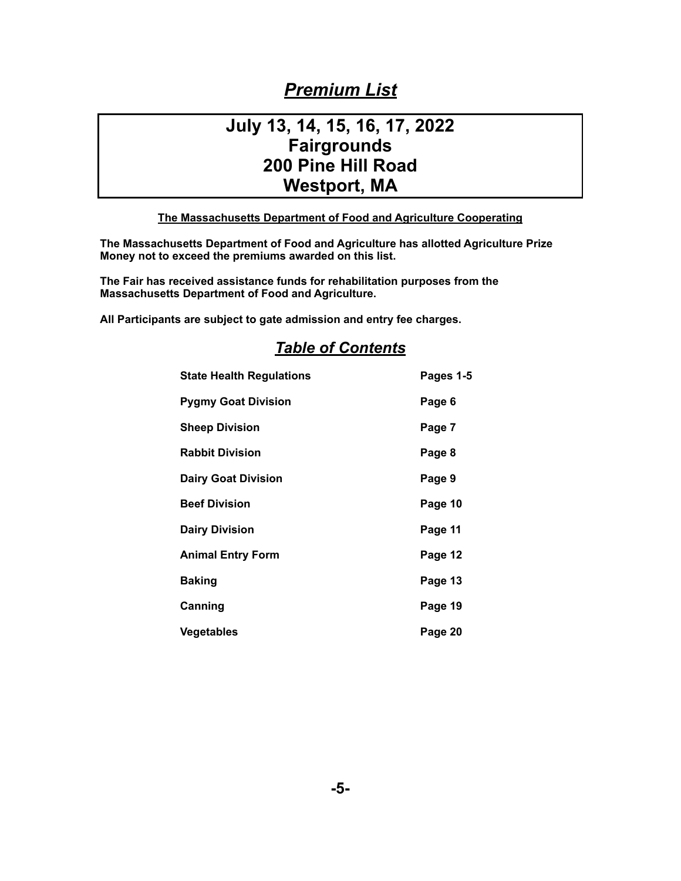# *Premium List*

## July 13, 14, 15, 16, 17, 2022
## Fairgrounds
## 200 Pine Hill Road
## Westport, MA

**The Massachusetts Department of Food and Agriculture Cooperating**

**The Massachusetts Department of Food and Agriculture has allotted Agriculture Prize Money not to exceed the premiums awarded on this list.**

**The Fair has received assistance funds for rehabilitation purposes from the Massachusetts Department of Food and Agriculture.**

**All Participants are subject to gate admission and entry fee charges.**

## *Table of Contents*

| | |
|---|---|
| **State Health Regulations** | **Pages 1-5** |
| **Pygmy Goat Division** | **Page 6** |
| **Sheep Division** | **Page 7** |
| **Rabbit Division** | **Page 8** |
| **Dairy Goat Division** | **Page 9** |
| **Beef Division** | **Page 10** |
| **Dairy Division** | **Page 11** |
| **Animal Entry Form** | **Page 12** |
| **Baking** | **Page 13** |
| **Canning** | **Page 19** |
| **Vegetables** | **Page 20** |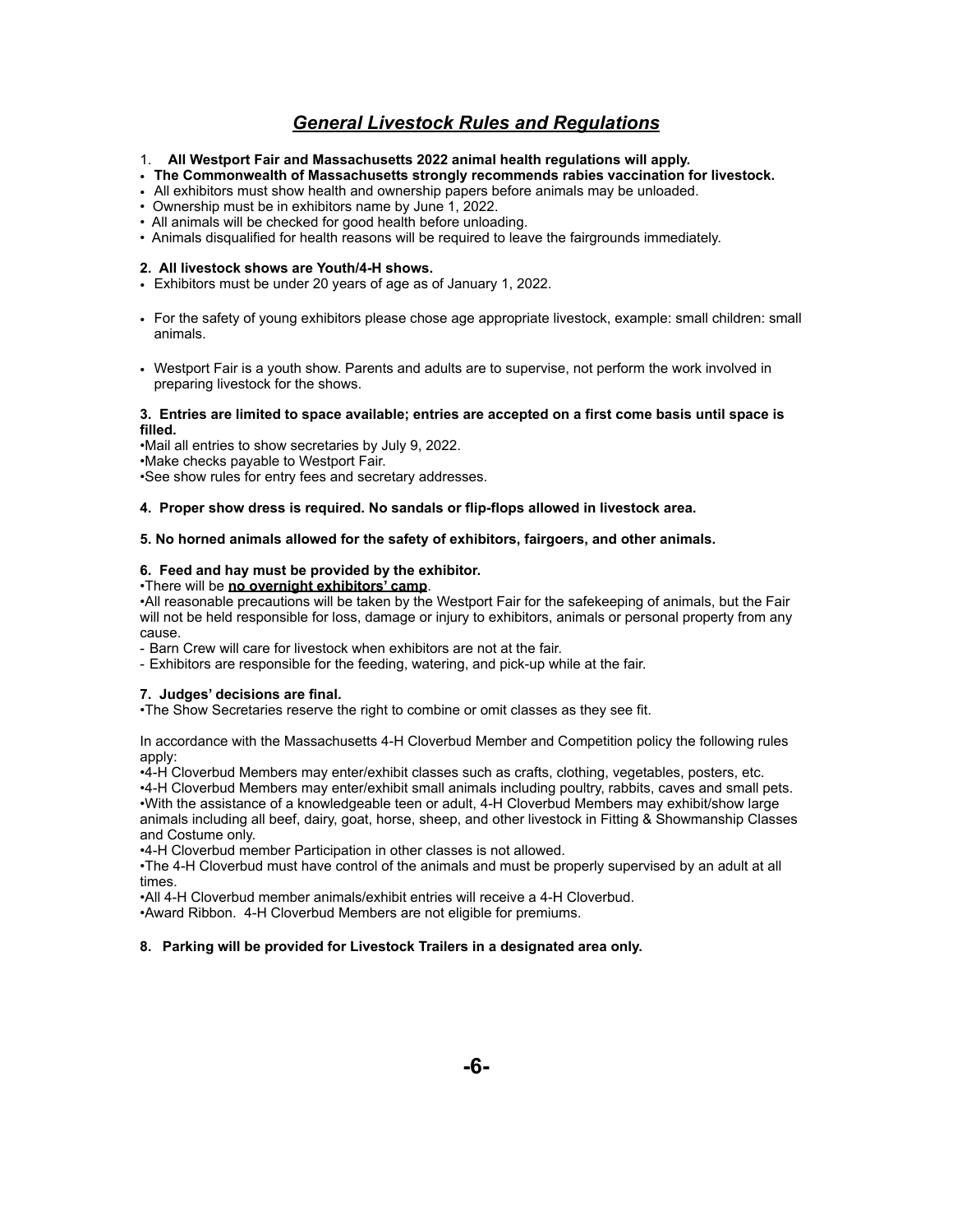# ***General Livestock Rules and Regulations***

1. **All Westport Fair and Massachusetts 2022 animal health regulations will apply.**

- **The Commonwealth of Massachusetts strongly recommends rabies vaccination for livestock.**
- All exhibitors must show health and ownership papers before animals may be unloaded.
- Ownership must be in exhibitors name by June 1, 2022.
- All animals will be checked for good health before unloading.
- Animals disqualified for health reasons will be required to leave the fairgrounds immediately.

**2. All livestock shows are Youth/4-H shows.**

- Exhibitors must be under 20 years of age as of January 1, 2022.
- For the safety of young exhibitors please chose age appropriate livestock, example: small children: small animals.
- Westport Fair is a youth show. Parents and adults are to supervise, not perform the work involved in preparing livestock for the shows.

**3. Entries are limited to space available; entries are accepted on a first come basis until space is filled.**

•Mail all entries to show secretaries by July 9, 2022.
•Make checks payable to Westport Fair.
•See show rules for entry fees and secretary addresses.

**4. Proper show dress is required. No sandals or flip-flops allowed in livestock area.**

**5. No horned animals allowed for the safety of exhibitors, fairgoers, and other animals.**

**6. Feed and hay must be provided by the exhibitor.**

•There will be **no overnight exhibitors' camp**.
•All reasonable precautions will be taken by the Westport Fair for the safekeeping of animals, but the Fair will not be held responsible for loss, damage or injury to exhibitors, animals or personal property from any cause.
- Barn Crew will care for livestock when exhibitors are not at the fair.
- Exhibitors are responsible for the feeding, watering, and pick-up while at the fair.

**7. Judges' decisions are final.**

•The Show Secretaries reserve the right to combine or omit classes as they see fit.

In accordance with the Massachusetts 4-H Cloverbud Member and Competition policy the following rules apply:
•4-H Cloverbud Members may enter/exhibit classes such as crafts, clothing, vegetables, posters, etc.
•4-H Cloverbud Members may enter/exhibit small animals including poultry, rabbits, caves and small pets.
•With the assistance of a knowledgeable teen or adult, 4-H Cloverbud Members may exhibit/show large animals including all beef, dairy, goat, horse, sheep, and other livestock in Fitting & Showmanship Classes and Costume only.
•4-H Cloverbud member Participation in other classes is not allowed.
•The 4-H Cloverbud must have control of the animals and must be properly supervised by an adult at all times.
•All 4-H Cloverbud member animals/exhibit entries will receive a 4-H Cloverbud.
•Award Ribbon. 4-H Cloverbud Members are not eligible for premiums.

**8. Parking will be provided for Livestock Trailers in a designated area only.**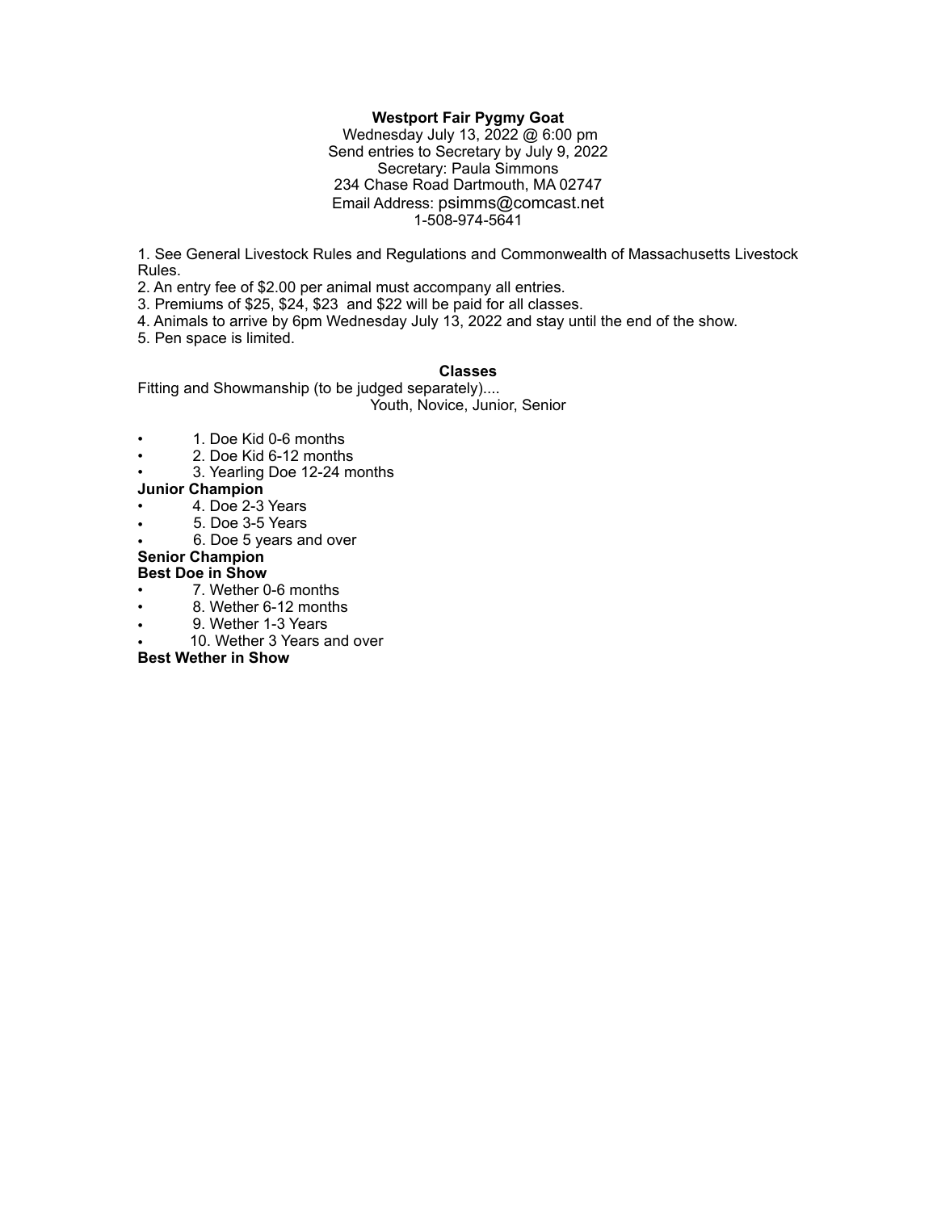**Westport Fair Pygmy Goat**
Wednesday July 13, 2022 @ 6:00 pm
Send entries to Secretary by July 9, 2022
Secretary: Paula Simmons
234 Chase Road Dartmouth, MA 02747
Email Address: psimms@comcast.net
1-508-974-5641

1. See General Livestock Rules and Regulations and Commonwealth of Massachusetts Livestock Rules.
2. An entry fee of $2.00 per animal must accompany all entries.
3. Premiums of $25, $24, $23 and $22 will be paid for all classes.
4. Animals to arrive by 6pm Wednesday July 13, 2022 and stay until the end of the show.
5. Pen space is limited.

**Classes**

Fitting and Showmanship (to be judged separately)....
Youth, Novice, Junior, Senior

- 1. Doe Kid 0-6 months
- 2. Doe Kid 6-12 months
- 3. Yearling Doe 12-24 months

**Junior Champion**

- 4. Doe 2-3 Years
- 5. Doe 3-5 Years
- 6. Doe 5 years and over

**Senior Champion**

**Best Doe in Show**

- 7. Wether 0-6 months
- 8. Wether 6-12 months
- 9. Wether 1-3 Years
- 10. Wether 3 Years and over

**Best Wether in Show**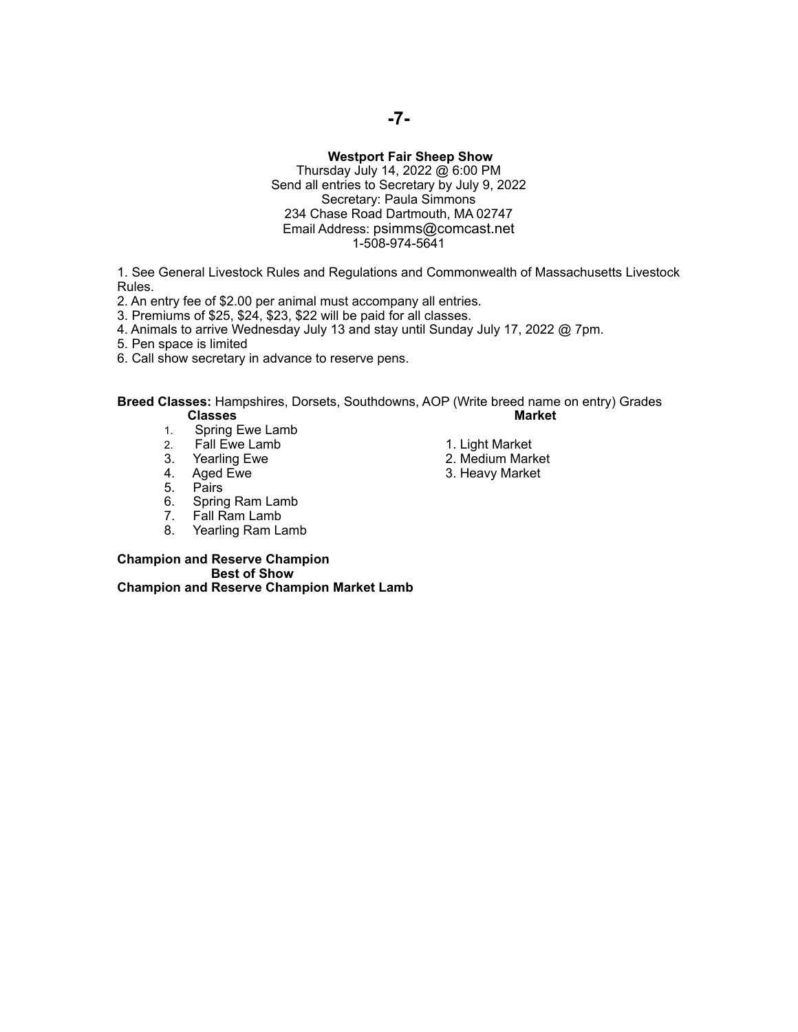## Westport Fair Sheep Show

Thursday July 14, 2022 @ 6:00 PM
Send all entries to Secretary by July 9, 2022
Secretary: Paula Simmons
234 Chase Road Dartmouth, MA 02747
Email Address: psimms@comcast.net
1-508-974-5641

1. See General Livestock Rules and Regulations and Commonwealth of Massachusetts Livestock Rules.
2. An entry fee of $2.00 per animal must accompany all entries.
3. Premiums of $25, $24, $23, $22 will be paid for all classes.
4. Animals to arrive Wednesday July 13 and stay until Sunday July 17, 2022 @ 7pm.
5. Pen space is limited
6. Call show secretary in advance to reserve pens.

**Breed Classes:** Hampshires, Dorsets, Southdowns, AOP (Write breed name on entry) Grades

**Classes**

1. Spring Ewe Lamb
2. Fall Ewe Lamb
3. Yearling Ewe
4. Aged Ewe
5. Pairs
6. Spring Ram Lamb
7. Fall Ram Lamb
8. Yearling Ram Lamb

**Market**

1. Light Market
2. Medium Market
3. Heavy Market

**Champion and Reserve Champion**

**Best of Show**

**Champion and Reserve Champion Market Lamb**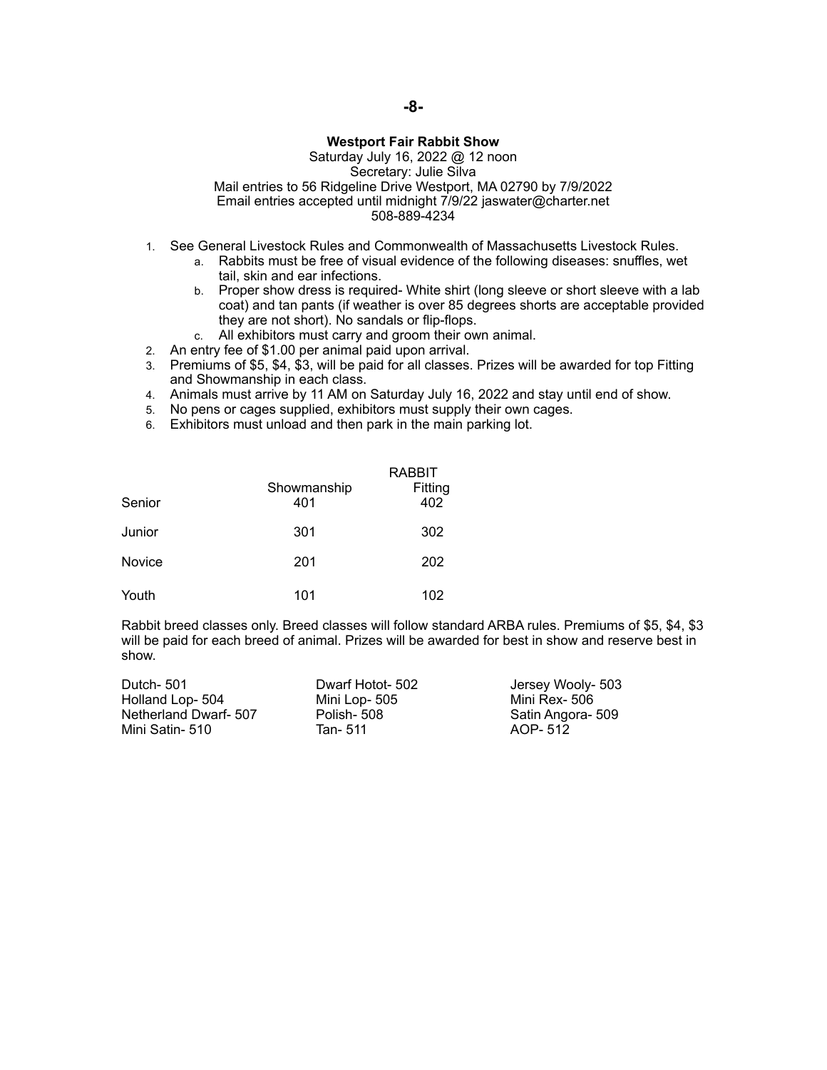**Westport Fair Rabbit Show**

Saturday July 16, 2022 @ 12 noon
Secretary: Julie Silva
Mail entries to 56 Ridgeline Drive Westport, MA 02790 by 7/9/2022
Email entries accepted until midnight 7/9/22 jaswater@charter.net
508-889-4234

1. See General Livestock Rules and Commonwealth of Massachusetts Livestock Rules.
    a. Rabbits must be free of visual evidence of the following diseases: snuffles, wet tail, skin and ear infections.
    b. Proper show dress is required- White shirt (long sleeve or short sleeve with a lab coat) and tan pants (if weather is over 85 degrees shorts are acceptable provided they are not short). No sandals or flip-flops.
    c. All exhibitors must carry and groom their own animal.
2. An entry fee of $1.00 per animal paid upon arrival.
3. Premiums of $5, $4, $3, will be paid for all classes. Prizes will be awarded for top Fitting and Showmanship in each class.
4. Animals must arrive by 11 AM on Saturday July 16, 2022 and stay until end of show.
5. No pens or cages supplied, exhibitors must supply their own cages.
6. Exhibitors must unload and then park in the main parking lot.

| | RABBIT | |
|---|---|---|
| | Showmanship | Fitting |
| Senior | 401 | 402 |
| Junior | 301 | 302 |
| Novice | 201 | 202 |
| Youth | 101 | 102 |

Rabbit breed classes only. Breed classes will follow standard ARBA rules. Premiums of $5, $4, $3 will be paid for each breed of animal. Prizes will be awarded for best in show and reserve best in show.

| | | |
|---|---|---|
| Dutch- 501 | Dwarf Hotot- 502 | Jersey Wooly- 503 |
| Holland Lop- 504 | Mini Lop- 505 | Mini Rex- 506 |
| Netherland Dwarf- 507 | Polish- 508 | Satin Angora- 509 |
| Mini Satin- 510 | Tan- 511 | AOP- 512 |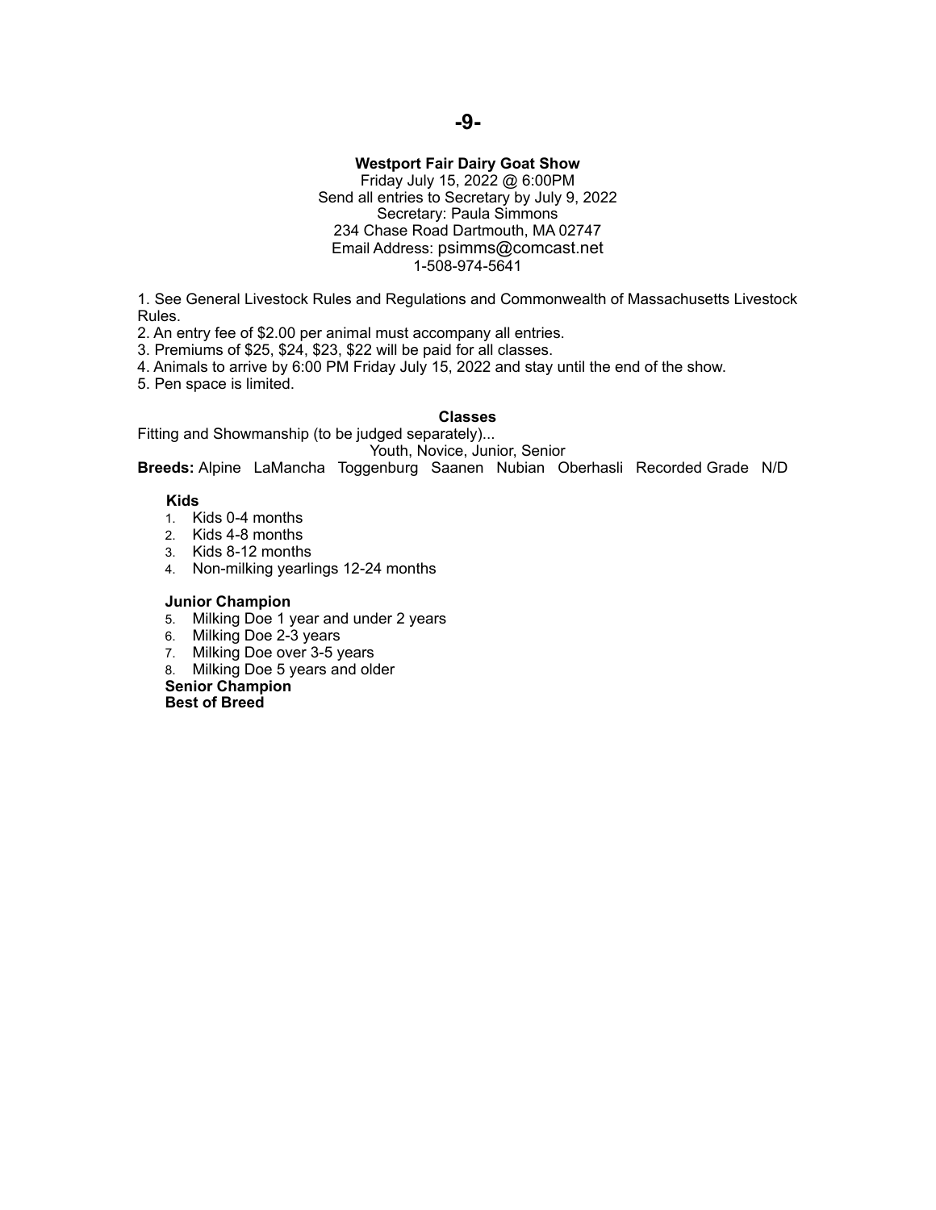## Westport Fair Dairy Goat Show

Friday July 15, 2022 @ 6:00PM
Send all entries to Secretary by July 9, 2022
Secretary: Paula Simmons
234 Chase Road Dartmouth, MA 02747
Email Address: psimms@comcast.net
1-508-974-5641

1. See General Livestock Rules and Regulations and Commonwealth of Massachusetts Livestock Rules.
2. An entry fee of $2.00 per animal must accompany all entries.
3. Premiums of $25, $24, $23, $22 will be paid for all classes.
4. Animals to arrive by 6:00 PM Friday July 15, 2022 and stay until the end of the show.
5. Pen space is limited.

### Classes

Fitting and Showmanship (to be judged separately)...

Youth, Novice, Junior, Senior

**Breeds:** Alpine LaMancha Toggenburg Saanen Nubian Oberhasli Recorded Grade N/D

**Kids**

1. Kids 0-4 months
2. Kids 4-8 months
3. Kids 8-12 months
4. Non-milking yearlings 12-24 months

**Junior Champion**

5. Milking Doe 1 year and under 2 years
6. Milking Doe 2-3 years
7. Milking Doe over 3-5 years
8. Milking Doe 5 years and older

**Senior Champion**
**Best of Breed**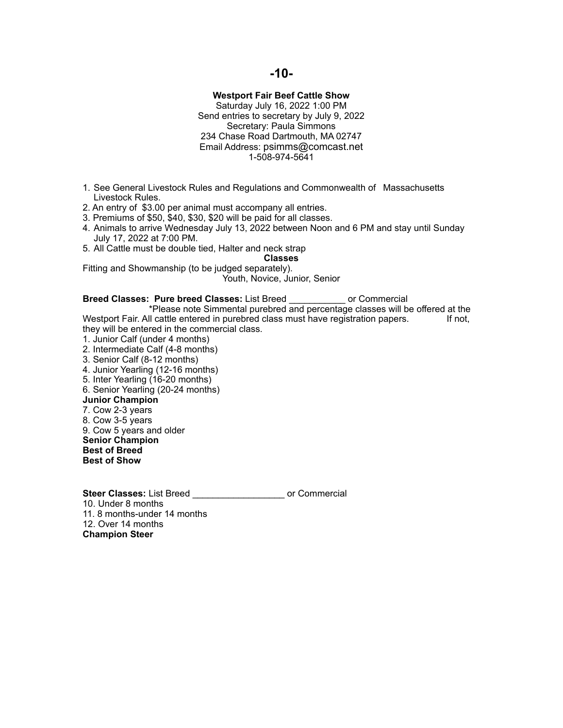**Westport Fair Beef Cattle Show**
Saturday July 16, 2022 1:00 PM
Send entries to secretary by July 9, 2022
Secretary: Paula Simmons
234 Chase Road Dartmouth, MA 02747
Email Address: psimms@comcast.net
1-508-974-5641

1. See General Livestock Rules and Regulations and Commonwealth of Massachusetts Livestock Rules.
2. An entry of $3.00 per animal must accompany all entries.
3. Premiums of $50, $40, $30, $20 will be paid for all classes.
4. Animals to arrive Wednesday July 13, 2022 between Noon and 6 PM and stay until Sunday July 17, 2022 at 7:00 PM.
5. All Cattle must be double tied, Halter and neck strap

**Classes**

Fitting and Showmanship (to be judged separately).
Youth, Novice, Junior, Senior

**Breed Classes: Pure breed Classes:** List Breed ___________ or Commercial
*Please note Simmental purebred and percentage classes will be offered at the Westport Fair. All cattle entered in purebred class must have registration papers. If not, they will be entered in the commercial class.

1. Junior Calf (under 4 months)
2. Intermediate Calf (4-8 months)
3. Senior Calf (8-12 months)
4. Junior Yearling (12-16 months)
5. Inter Yearling (16-20 months)
6. Senior Yearling (20-24 months)

**Junior Champion**

7. Cow 2-3 years
8. Cow 3-5 years
9. Cow 5 years and older

**Senior Champion**
**Best of Breed**
**Best of Show**

**Steer Classes:** List Breed __________________ or Commercial

10. Under 8 months
11. 8 months-under 14 months
12. Over 14 months

**Champion Steer**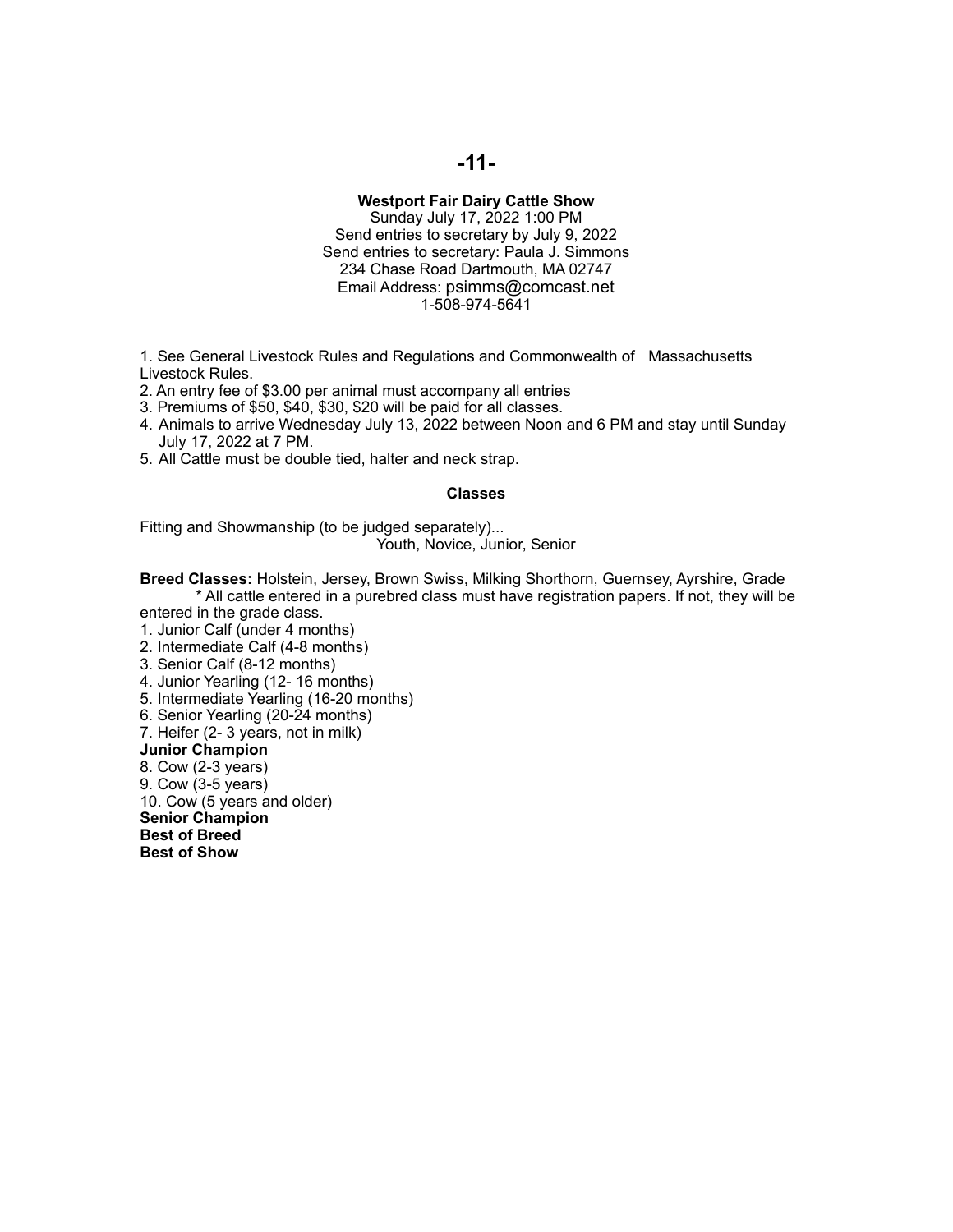## Westport Fair Dairy Cattle Show

Sunday July 17, 2022 1:00 PM
Send entries to secretary by July 9, 2022
Send entries to secretary: Paula J. Simmons
234 Chase Road Dartmouth, MA 02747
Email Address: psimms@comcast.net
1-508-974-5641

1. See General Livestock Rules and Regulations and Commonwealth of Massachusetts Livestock Rules.
2. An entry fee of $3.00 per animal must accompany all entries
3. Premiums of $50, $40, $30, $20 will be paid for all classes.
4. Animals to arrive Wednesday July 13, 2022 between Noon and 6 PM and stay until Sunday July 17, 2022 at 7 PM.
5. All Cattle must be double tied, halter and neck strap.

### Classes

Fitting and Showmanship (to be judged separately)...
Youth, Novice, Junior, Senior

**Breed Classes:** Holstein, Jersey, Brown Swiss, Milking Shorthorn, Guernsey, Ayrshire, Grade

\* All cattle entered in a purebred class must have registration papers. If not, they will be entered in the grade class.

1. Junior Calf (under 4 months)
2. Intermediate Calf (4-8 months)
3. Senior Calf (8-12 months)
4. Junior Yearling (12- 16 months)
5. Intermediate Yearling (16-20 months)
6. Senior Yearling (20-24 months)
7. Heifer (2- 3 years, not in milk)

**Junior Champion**

8. Cow (2-3 years)
9. Cow (3-5 years)
10. Cow (5 years and older)

**Senior Champion**
**Best of Breed**
**Best of Show**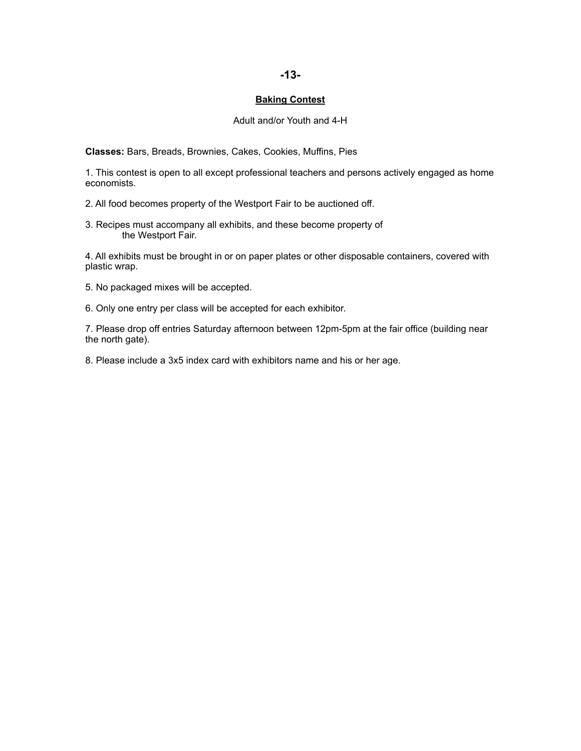## Baking Contest

Adult and/or Youth and 4-H

**Classes:** Bars, Breads, Brownies, Cakes, Cookies, Muffins, Pies

1. This contest is open to all except professional teachers and persons actively engaged as home economists.

2. All food becomes property of the Westport Fair to be auctioned off.

3. Recipes must accompany all exhibits, and these become property of the Westport Fair.

4. All exhibits must be brought in or on paper plates or other disposable containers, covered with plastic wrap.

5. No packaged mixes will be accepted.

6. Only one entry per class will be accepted for each exhibitor.

7. Please drop off entries Saturday afternoon between 12pm-5pm at the fair office (building near the north gate).

8. Please include a 3x5 index card with exhibitors name and his or her age.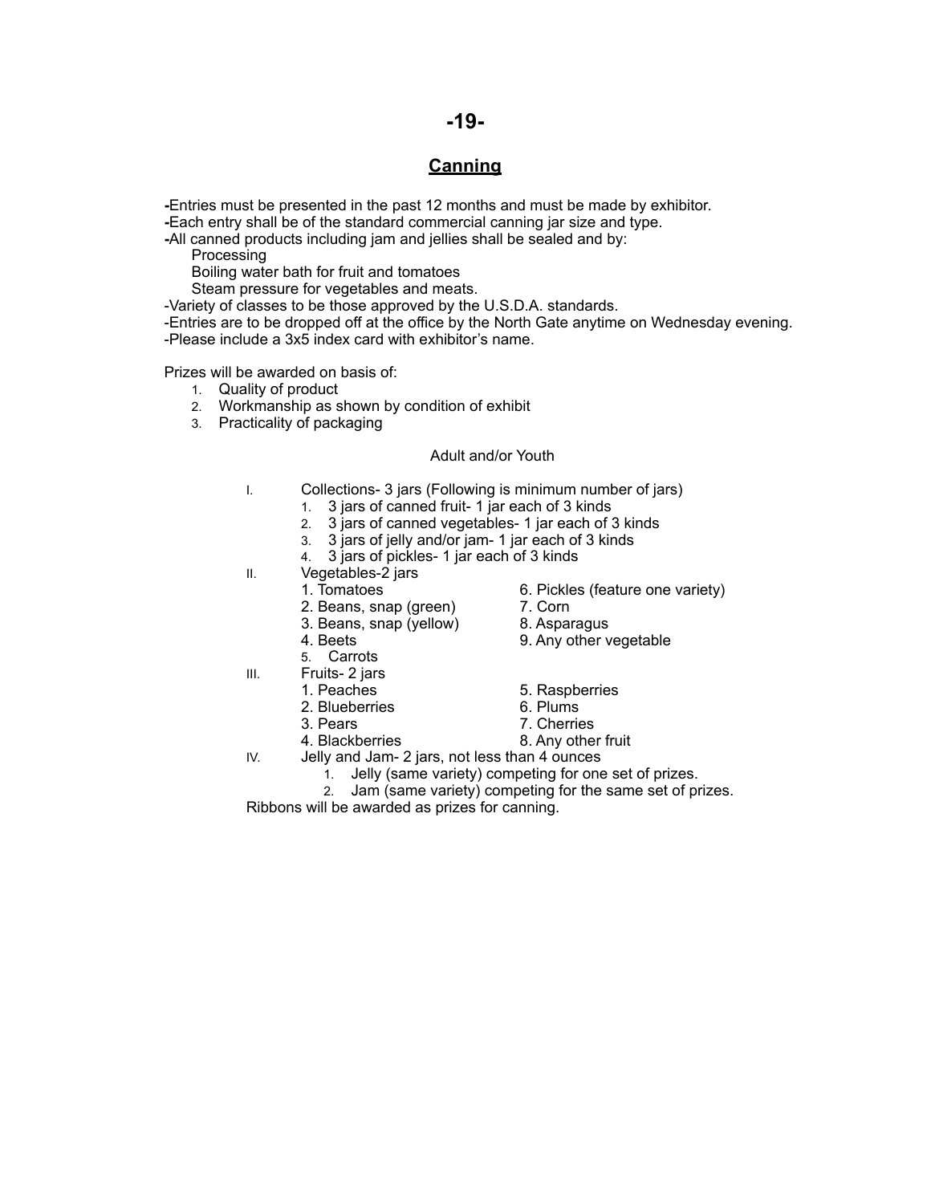## Canning

-Entries must be presented in the past 12 months and must be made by exhibitor.
-Each entry shall be of the standard commercial canning jar size and type.
-All canned products including jam and jellies shall be sealed and by:
  Processing
  Boiling water bath for fruit and tomatoes
  Steam pressure for vegetables and meats.
-Variety of classes to be those approved by the U.S.D.A. standards.
-Entries are to be dropped off at the office by the North Gate anytime on Wednesday evening.
-Please include a 3x5 index card with exhibitor's name.

Prizes will be awarded on basis of:

1. Quality of product
2. Workmanship as shown by condition of exhibit
3. Practicality of packaging

Adult and/or Youth

I. Collections- 3 jars (Following is minimum number of jars)
   1. 3 jars of canned fruit- 1 jar each of 3 kinds
   2. 3 jars of canned vegetables- 1 jar each of 3 kinds
   3. 3 jars of jelly and/or jam- 1 jar each of 3 kinds
   4. 3 jars of pickles- 1 jar each of 3 kinds

II. Vegetables-2 jars
   1. Tomatoes
   2. Beans, snap (green)
   3. Beans, snap (yellow)
   4. Beets
   5. Carrots
   6. Pickles (feature one variety)
   7. Corn
   8. Asparagus
   9. Any other vegetable

III. Fruits- 2 jars
   1. Peaches
   2. Blueberries
   3. Pears
   4. Blackberries
   5. Raspberries
   6. Plums
   7. Cherries
   8. Any other fruit

IV. Jelly and Jam- 2 jars, not less than 4 ounces
   1. Jelly (same variety) competing for one set of prizes.
   2. Jam (same variety) competing for the same set of prizes.

Ribbons will be awarded as prizes for canning.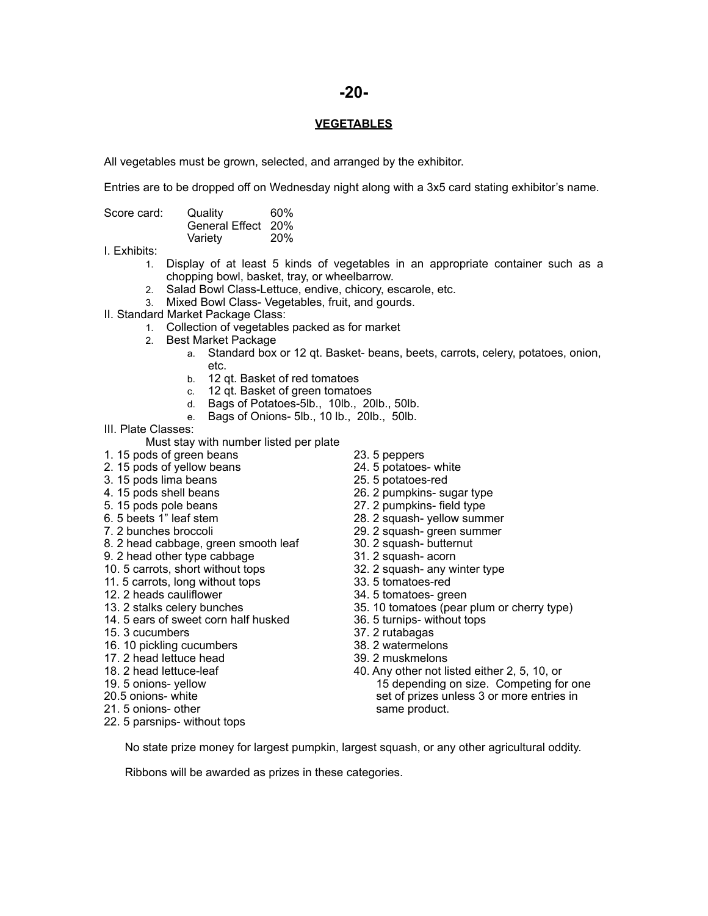## VEGETABLES

All vegetables must be grown, selected, and arranged by the exhibitor.

Entries are to be dropped off on Wednesday night along with a 3x5 card stating exhibitor's name.

| | | |
|---|---|---|
| Score card: | Quality | 60% |
| | General Effect | 20% |
| | Variety | 20% |

I. Exhibits:

1. Display of at least 5 kinds of vegetables in an appropriate container such as a chopping bowl, basket, tray, or wheelbarrow.
2. Salad Bowl Class-Lettuce, endive, chicory, escarole, etc.
3. Mixed Bowl Class- Vegetables, fruit, and gourds.

II. Standard Market Package Class:

1. Collection of vegetables packed as for market
2. Best Market Package
   a. Standard box or 12 qt. Basket- beans, beets, carrots, celery, potatoes, onion, etc.
   b. 12 qt. Basket of red tomatoes
   c. 12 qt. Basket of green tomatoes
   d. Bags of Potatoes-5lb., 10lb., 20lb., 50lb.
   e. Bags of Onions- 5lb., 10 lb., 20lb., 50lb.

III. Plate Classes:

Must stay with number listed per plate

1. 15 pods of green beans
2. 15 pods of yellow beans
3. 15 pods lima beans
4. 15 pods shell beans
5. 15 pods pole beans
6. 5 beets 1" leaf stem
7. 2 bunches broccoli
8. 2 head cabbage, green smooth leaf
9. 2 head other type cabbage
10. 5 carrots, short without tops
11. 5 carrots, long without tops
12. 2 heads cauliflower
13. 2 stalks celery bunches
14. 5 ears of sweet corn half husked
15. 3 cucumbers
16. 10 pickling cucumbers
17. 2 head lettuce head
18. 2 head lettuce-leaf
19. 5 onions- yellow
20. 5 onions- white
21. 5 onions- other
22. 5 parsnips- without tops
23. 5 peppers
24. 5 potatoes- white
25. 5 potatoes-red
26. 2 pumpkins- sugar type
27. 2 pumpkins- field type
28. 2 squash- yellow summer
29. 2 squash- green summer
30. 2 squash- butternut
31. 2 squash- acorn
32. 2 squash- any winter type
33. 5 tomatoes-red
34. 5 tomatoes- green
35. 10 tomatoes (pear plum or cherry type)
36. 5 turnips- without tops
37. 2 rutabagas
38. 2 watermelons
39. 2 muskmelons
40. Any other not listed either 2, 5, 10, or 15 depending on size. Competing for one set of prizes unless 3 or more entries in same product.

No state prize money for largest pumpkin, largest squash, or any other agricultural oddity.

Ribbons will be awarded as prizes in these categories.